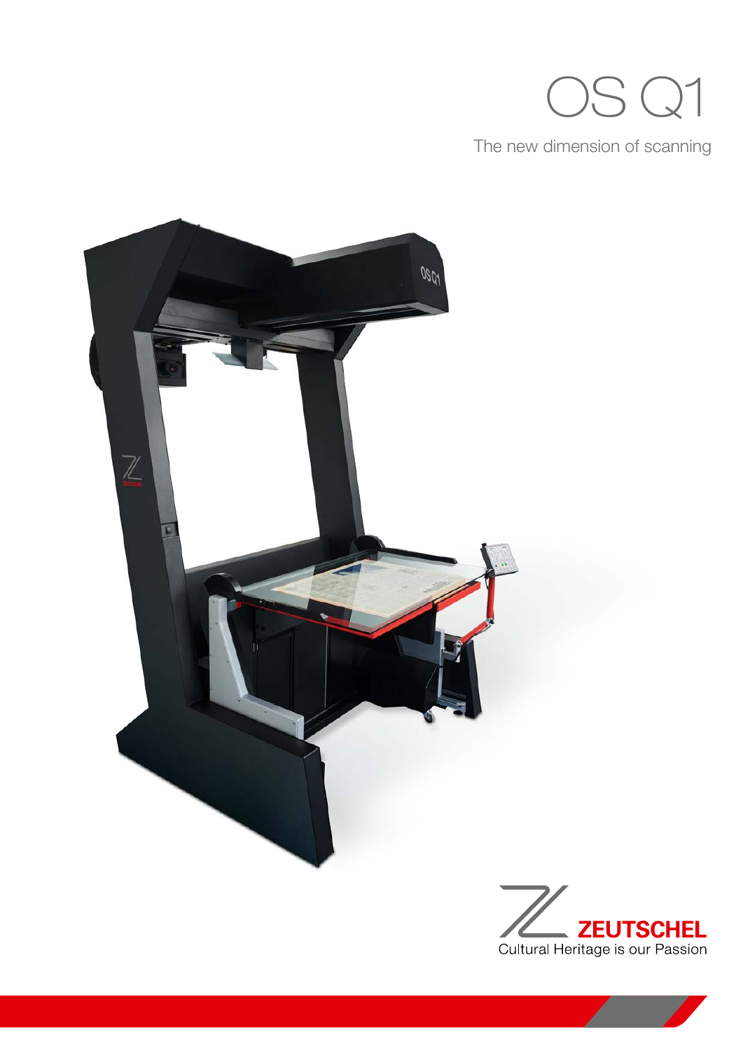# OS Q1

The new dimension of scanning

ZEUTSCHEL
Cultural Heritage is our Passion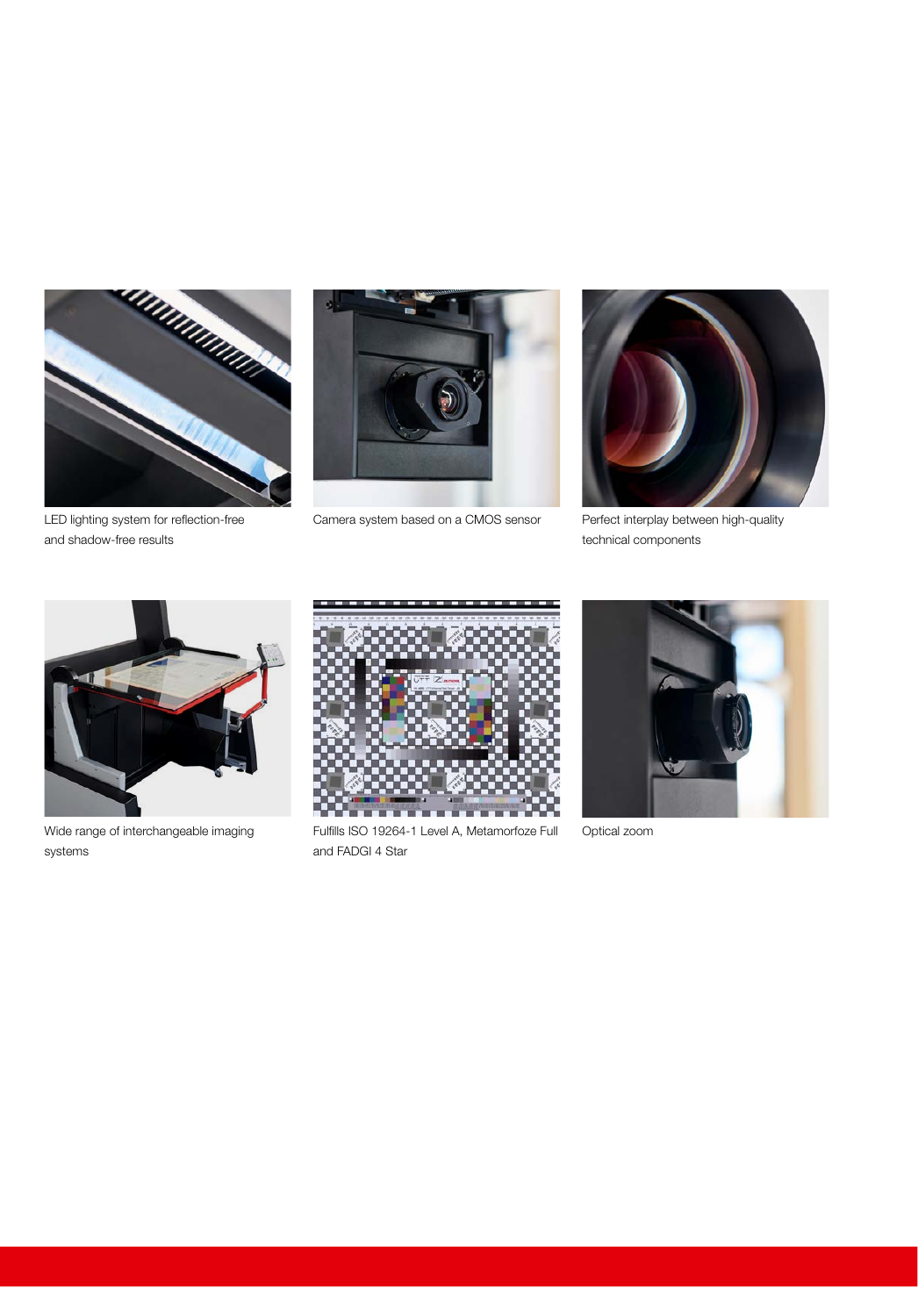LED lighting system for reflection-free and shadow-free results

Camera system based on a CMOS sensor

Perfect interplay between high-quality technical components

Wide range of interchangeable imaging systems

Fulfills ISO 19264-1 Level A, Metamorfoze Full and FADGI 4 Star

Optical zoom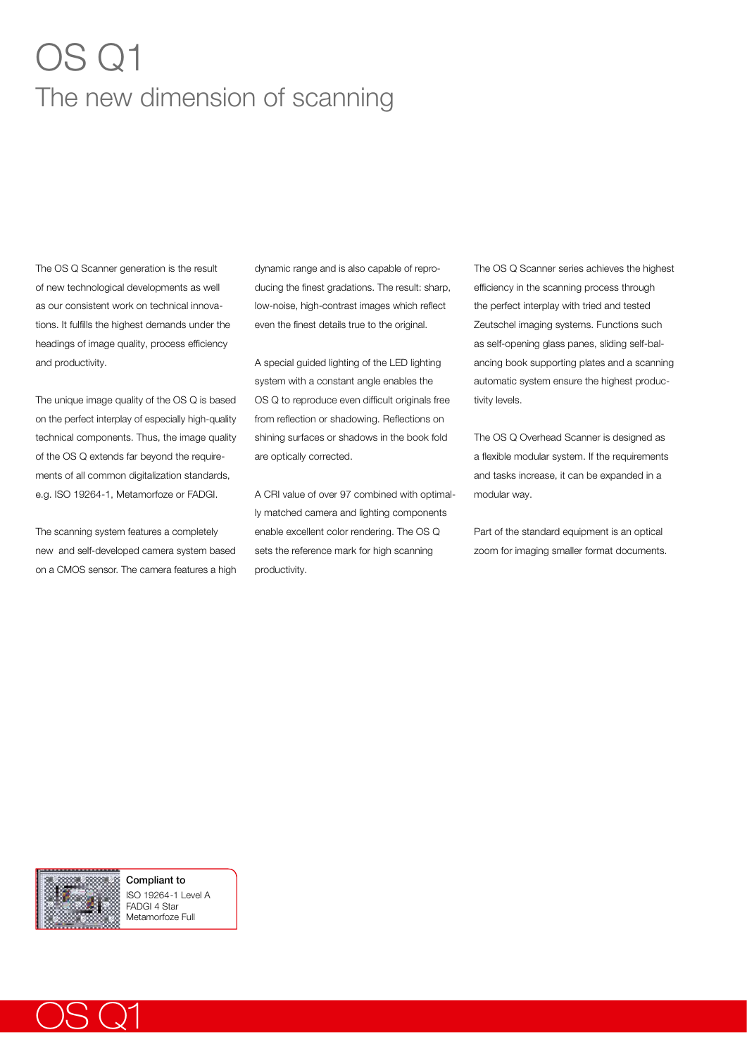# OS Q1

## The new dimension of scanning

The OS Q Scanner generation is the result of new technological developments as well as our consistent work on technical innovations. It fulfills the highest demands under the headings of image quality, process efficiency and productivity.

The unique image quality of the OS Q is based on the perfect interplay of especially high-quality technical components. Thus, the image quality of the OS Q extends far beyond the requirements of all common digitalization standards, e.g. ISO 19264-1, Metamorfoze or FADGI.

The scanning system features a completely new and self-developed camera system based on a CMOS sensor. The camera features a high dynamic range and is also capable of reproducing the finest gradations. The result: sharp, low-noise, high-contrast images which reflect even the finest details true to the original.

A special guided lighting of the LED lighting system with a constant angle enables the OS Q to reproduce even difficult originals free from reflection or shadowing. Reflections on shining surfaces or shadows in the book fold are optically corrected.

A CRI value of over 97 combined with optimally matched camera and lighting components enable excellent color rendering. The OS Q sets the reference mark for high scanning productivity.

The OS Q Scanner series achieves the highest efficiency in the scanning process through the perfect interplay with tried and tested Zeutschel imaging systems. Functions such as self-opening glass panes, sliding self-balancing book supporting plates and a scanning automatic system ensure the highest productivity levels.

The OS Q Overhead Scanner is designed as a flexible modular system. If the requirements and tasks increase, it can be expanded in a modular way.

Part of the standard equipment is an optical zoom for imaging smaller format documents.

**Compliant to**
ISO 19264-1 Level A
FADGI 4 Star
Metamorfoze Full

OS Q1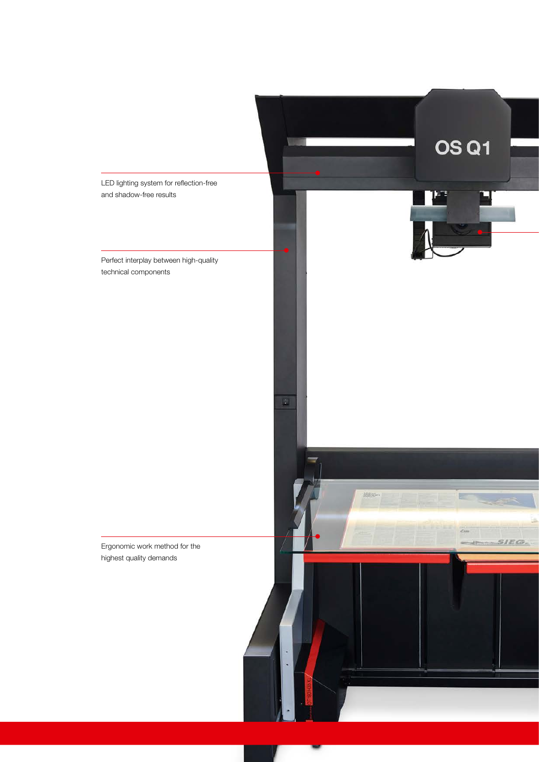LED lighting system for reflection-free and shadow-free results

Perfect interplay between high-quality technical components

Ergonomic work method for the highest quality demands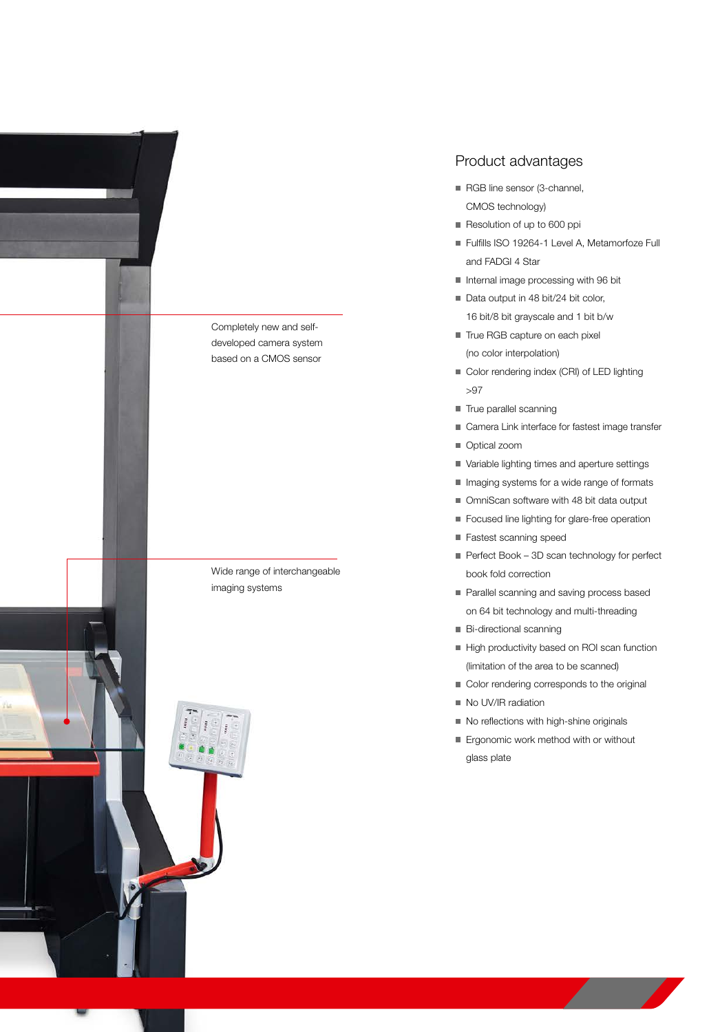Completely new and self-developed camera system based on a CMOS sensor

Wide range of interchangeable imaging systems

## Product advantages

- RGB line sensor (3-channel, CMOS technology)
- Resolution of up to 600 ppi
- Fulfills ISO 19264-1 Level A, Metamorfoze Full and FADGI 4 Star
- Internal image processing with 96 bit
- Data output in 48 bit/24 bit color, 16 bit/8 bit grayscale and 1 bit b/w
- True RGB capture on each pixel (no color interpolation)
- Color rendering index (CRI) of LED lighting >97
- True parallel scanning
- Camera Link interface for fastest image transfer
- Optical zoom
- Variable lighting times and aperture settings
- Imaging systems for a wide range of formats
- OmniScan software with 48 bit data output
- Focused line lighting for glare-free operation
- Fastest scanning speed
- Perfect Book – 3D scan technology for perfect book fold correction
- Parallel scanning and saving process based on 64 bit technology and multi-threading
- Bi-directional scanning
- High productivity based on ROI scan function (limitation of the area to be scanned)
- Color rendering corresponds to the original
- No UV/IR radiation
- No reflections with high-shine originals
- Ergonomic work method with or without glass plate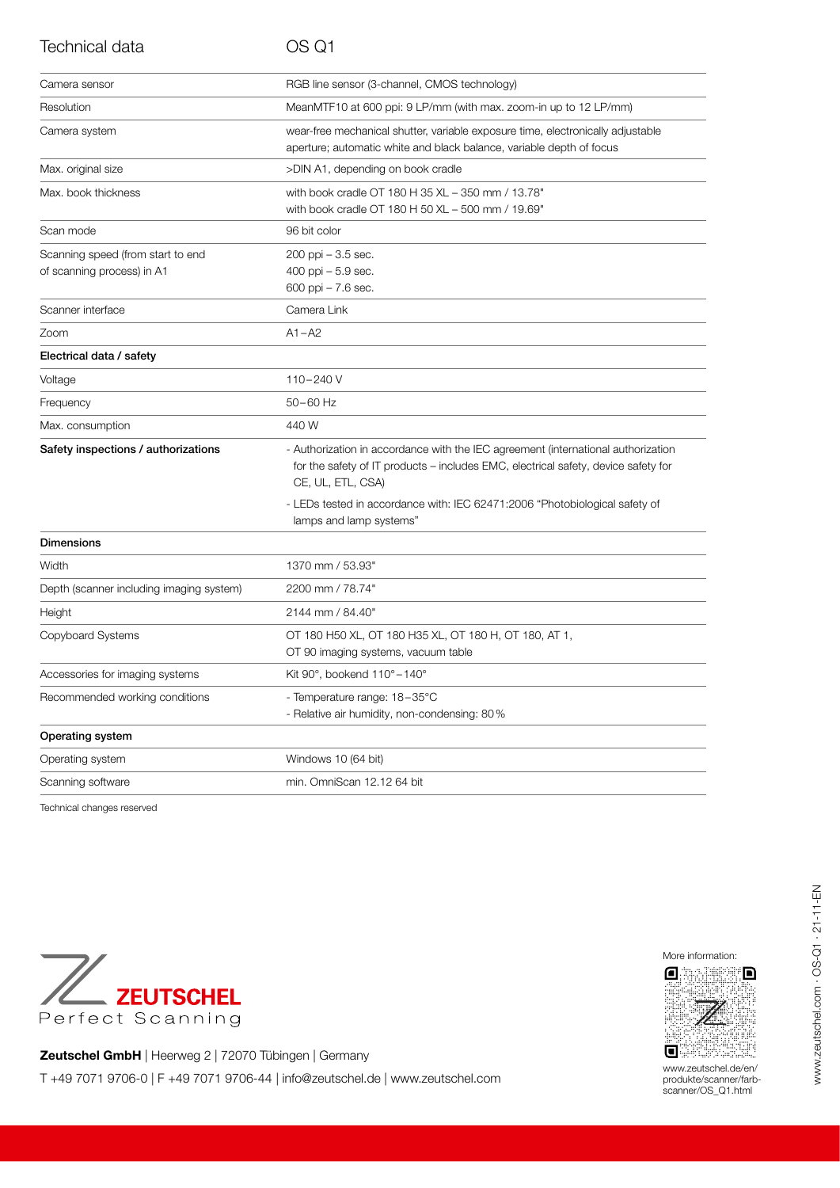| Technical data | OS Q1 |
|---|---|
| Camera sensor | RGB line sensor (3-channel, CMOS technology) |
| Resolution | MeanMTF10 at 600 ppi: 9 LP/mm (with max. zoom-in up to 12 LP/mm) |
| Camera system | wear-free mechanical shutter, variable exposure time, electronically adjustable aperture; automatic white and black balance, variable depth of focus |
| Max. original size | >DIN A1, depending on book cradle |
| Max. book thickness | with book cradle OT 180 H 35 XL – 350 mm / 13.78"<br>with book cradle OT 180 H 50 XL – 500 mm / 19.69" |
| Scan mode | 96 bit color |
| Scanning speed (from start to end of scanning process) in A1 | 200 ppi – 3.5 sec.<br>400 ppi – 5.9 sec.<br>600 ppi – 7.6 sec. |
| Scanner interface | Camera Link |
| Zoom | A1 – A2 |
| **Electrical data / safety** | |
| Voltage | 110 – 240 V |
| Frequency | 50 – 60 Hz |
| Max. consumption | 440 W |
| **Safety inspections / authorizations** | - Authorization in accordance with the IEC agreement (international authorization for the safety of IT products – includes EMC, electrical safety, device safety for CE, UL, ETL, CSA)<br>- LEDs tested in accordance with: IEC 62471:2006 "Photobiological safety of lamps and lamp systems" |
| **Dimensions** | |
| Width | 1370 mm / 53.93" |
| Depth (scanner including imaging system) | 2200 mm / 78.74" |
| Height | 2144 mm / 84.40" |
| Copyboard Systems | OT 180 H50 XL, OT 180 H35 XL, OT 180 H, OT 180, AT 1, OT 90 imaging systems, vacuum table |
| Accessories for imaging systems | Kit 90°, bookend 110° – 140° |
| Recommended working conditions | - Temperature range: 18 – 35°C<br>- Relative air humidity, non-condensing: 80 % |
| **Operating system** | |
| Operating system | Windows 10 (64 bit) |
| Scanning software | min. OmniScan 12.12 64 bit |

Technical changes reserved

ZEUTSCHEL
Perfect Scanning

**Zeutschel GmbH** | Heerweg 2 | 72070 Tübingen | Germany
T +49 7071 9706-0 | F +49 7071 9706-44 | info@zeutschel.de | www.zeutschel.com

More information:
www.zeutschel.de/en/produkte/scanner/farb-scanner/OS_Q1.html

www.zeutschel.com · OS-Q1 · 21-11-EN